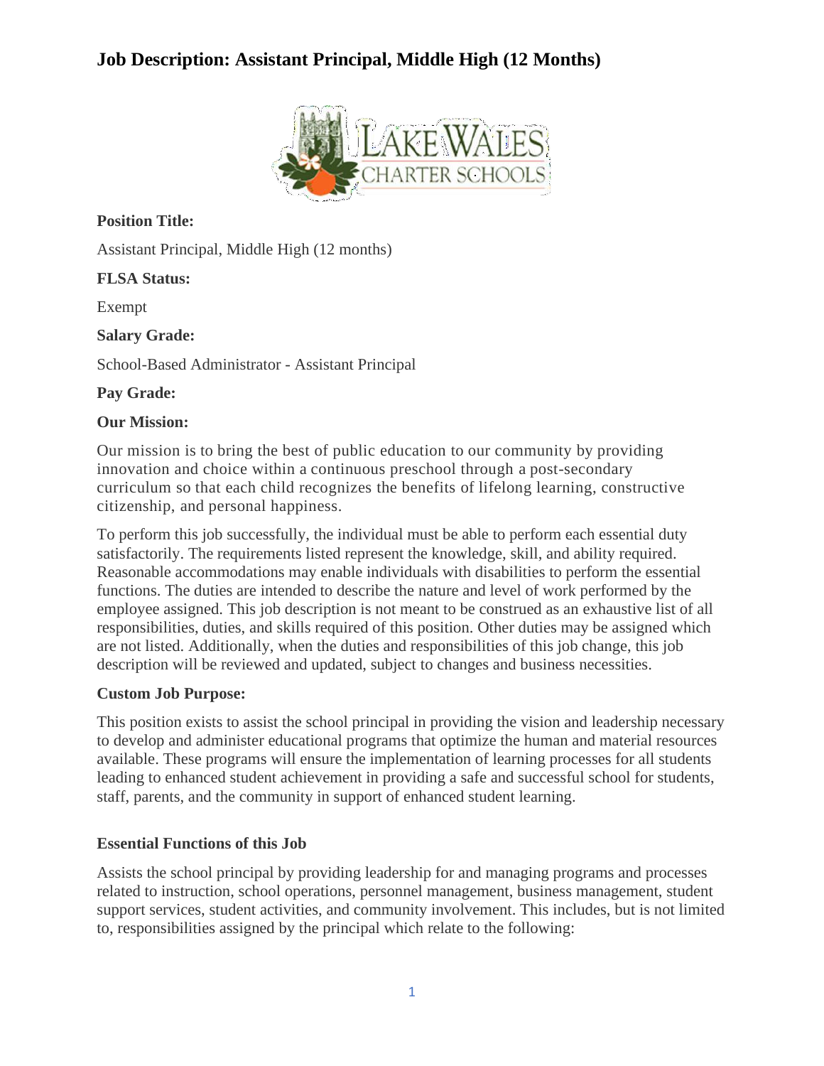# Job Description: Assistant Principal, Middle High (12 Months)

**Position Title:**

Assistant Principal, Middle High (12 months)

**FLSA Status:**

Exempt

**Salary Grade:**

School-Based Administrator - Assistant Principal

**Pay Grade:**

**Our Mission:**

Our mission is to bring the best of public education to our community by providing innovation and choice within a continuous preschool through a post-secondary curriculum so that each child recognizes the benefits of lifelong learning, constructive citizenship, and personal happiness.

To perform this job successfully, the individual must be able to perform each essential duty satisfactorily. The requirements listed represent the knowledge, skill, and ability required. Reasonable accommodations may enable individuals with disabilities to perform the essential functions. The duties are intended to describe the nature and level of work performed by the employee assigned. This job description is not meant to be construed as an exhaustive list of all responsibilities, duties, and skills required of this position. Other duties may be assigned which are not listed. Additionally, when the duties and responsibilities of this job change, this job description will be reviewed and updated, subject to changes and business necessities.

**Custom Job Purpose:**

This position exists to assist the school principal in providing the vision and leadership necessary to develop and administer educational programs that optimize the human and material resources available. These programs will ensure the implementation of learning processes for all students leading to enhanced student achievement in providing a safe and successful school for students, staff, parents, and the community in support of enhanced student learning.

**Essential Functions of this Job**

Assists the school principal by providing leadership for and managing programs and processes related to instruction, school operations, personnel management, business management, student support services, student activities, and community involvement. This includes, but is not limited to, responsibilities assigned by the principal which relate to the following: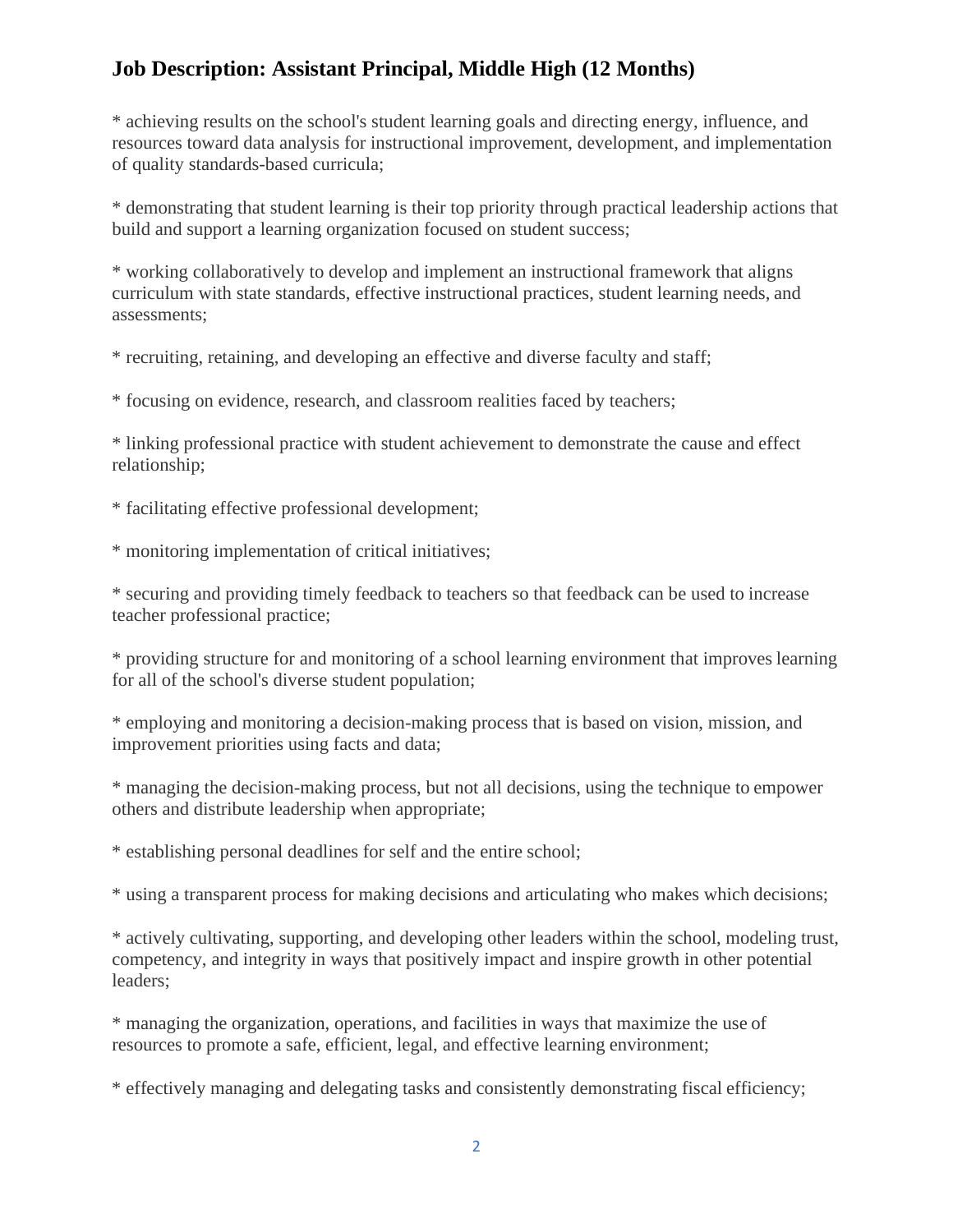## Job Description: Assistant Principal, Middle High (12 Months)

* achieving results on the school's student learning goals and directing energy, influence, and resources toward data analysis for instructional improvement, development, and implementation of quality standards-based curricula;

* demonstrating that student learning is their top priority through practical leadership actions that build and support a learning organization focused on student success;

* working collaboratively to develop and implement an instructional framework that aligns curriculum with state standards, effective instructional practices, student learning needs, and assessments;

* recruiting, retaining, and developing an effective and diverse faculty and staff;

* focusing on evidence, research, and classroom realities faced by teachers;

* linking professional practice with student achievement to demonstrate the cause and effect relationship;

* facilitating effective professional development;

* monitoring implementation of critical initiatives;

* securing and providing timely feedback to teachers so that feedback can be used to increase teacher professional practice;

* providing structure for and monitoring of a school learning environment that improves learning for all of the school's diverse student population;

* employing and monitoring a decision-making process that is based on vision, mission, and improvement priorities using facts and data;

* managing the decision-making process, but not all decisions, using the technique to empower others and distribute leadership when appropriate;

* establishing personal deadlines for self and the entire school;

* using a transparent process for making decisions and articulating who makes which decisions;

* actively cultivating, supporting, and developing other leaders within the school, modeling trust, competency, and integrity in ways that positively impact and inspire growth in other potential leaders;

* managing the organization, operations, and facilities in ways that maximize the use of resources to promote a safe, efficient, legal, and effective learning environment;

* effectively managing and delegating tasks and consistently demonstrating fiscal efficiency;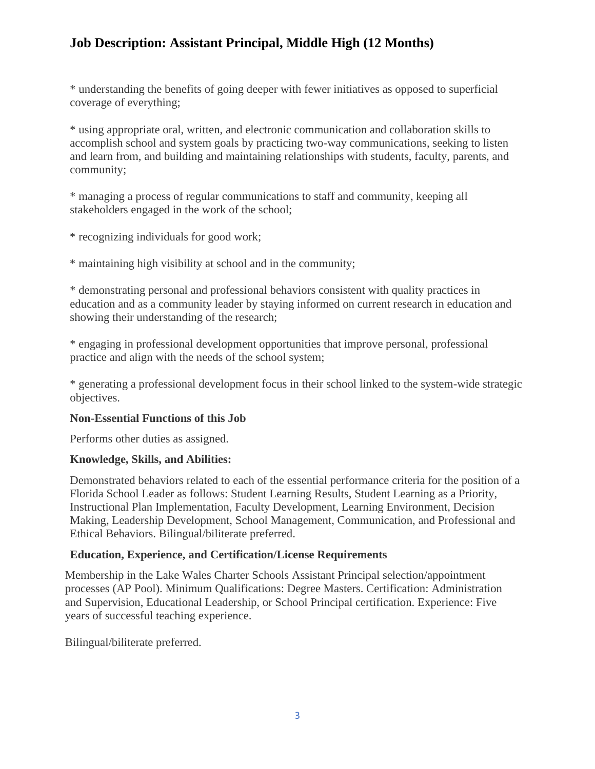* understanding the benefits of going deeper with fewer initiatives as opposed to superficial coverage of everything;

* using appropriate oral, written, and electronic communication and collaboration skills to accomplish school and system goals by practicing two-way communications, seeking to listen and learn from, and building and maintaining relationships with students, faculty, parents, and community;

* managing a process of regular communications to staff and community, keeping all stakeholders engaged in the work of the school;

* recognizing individuals for good work;

* maintaining high visibility at school and in the community;

* demonstrating personal and professional behaviors consistent with quality practices in education and as a community leader by staying informed on current research in education and showing their understanding of the research;

* engaging in professional development opportunities that improve personal, professional practice and align with the needs of the school system;

* generating a professional development focus in their school linked to the system-wide strategic objectives.

**Non-Essential Functions of this Job**

Performs other duties as assigned.

**Knowledge, Skills, and Abilities:**

Demonstrated behaviors related to each of the essential performance criteria for the position of a Florida School Leader as follows: Student Learning Results, Student Learning as a Priority, Instructional Plan Implementation, Faculty Development, Learning Environment, Decision Making, Leadership Development, School Management, Communication, and Professional and Ethical Behaviors. Bilingual/biliterate preferred.

**Education, Experience, and Certification/License Requirements**

Membership in the Lake Wales Charter Schools Assistant Principal selection/appointment processes (AP Pool). Minimum Qualifications: Degree Masters. Certification: Administration and Supervision, Educational Leadership, or School Principal certification. Experience: Five years of successful teaching experience.

Bilingual/biliterate preferred.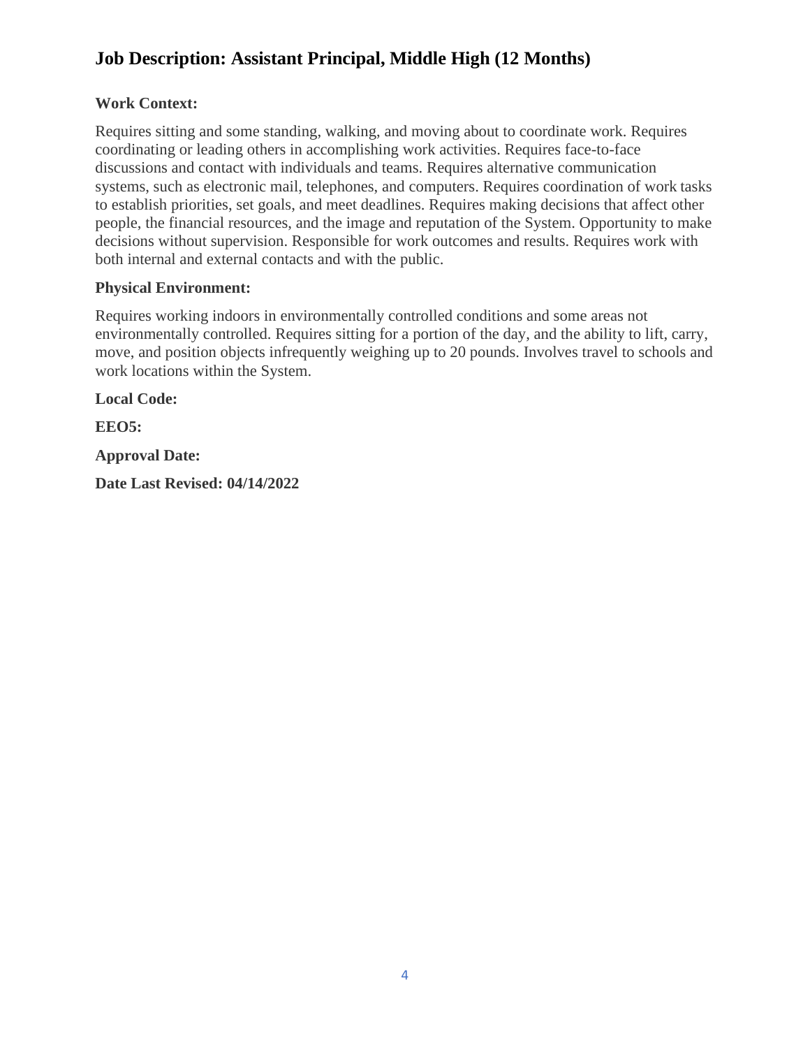# Job Description: Assistant Principal, Middle High (12 Months)

**Work Context:**

Requires sitting and some standing, walking, and moving about to coordinate work. Requires coordinating or leading others in accomplishing work activities. Requires face-to-face discussions and contact with individuals and teams. Requires alternative communication systems, such as electronic mail, telephones, and computers. Requires coordination of work tasks to establish priorities, set goals, and meet deadlines. Requires making decisions that affect other people, the financial resources, and the image and reputation of the System. Opportunity to make decisions without supervision. Responsible for work outcomes and results. Requires work with both internal and external contacts and with the public.

**Physical Environment:**

Requires working indoors in environmentally controlled conditions and some areas not environmentally controlled. Requires sitting for a portion of the day, and the ability to lift, carry, move, and position objects infrequently weighing up to 20 pounds. Involves travel to schools and work locations within the System.

**Local Code:**

**EEO5:**

**Approval Date:**

**Date Last Revised: 04/14/2022**